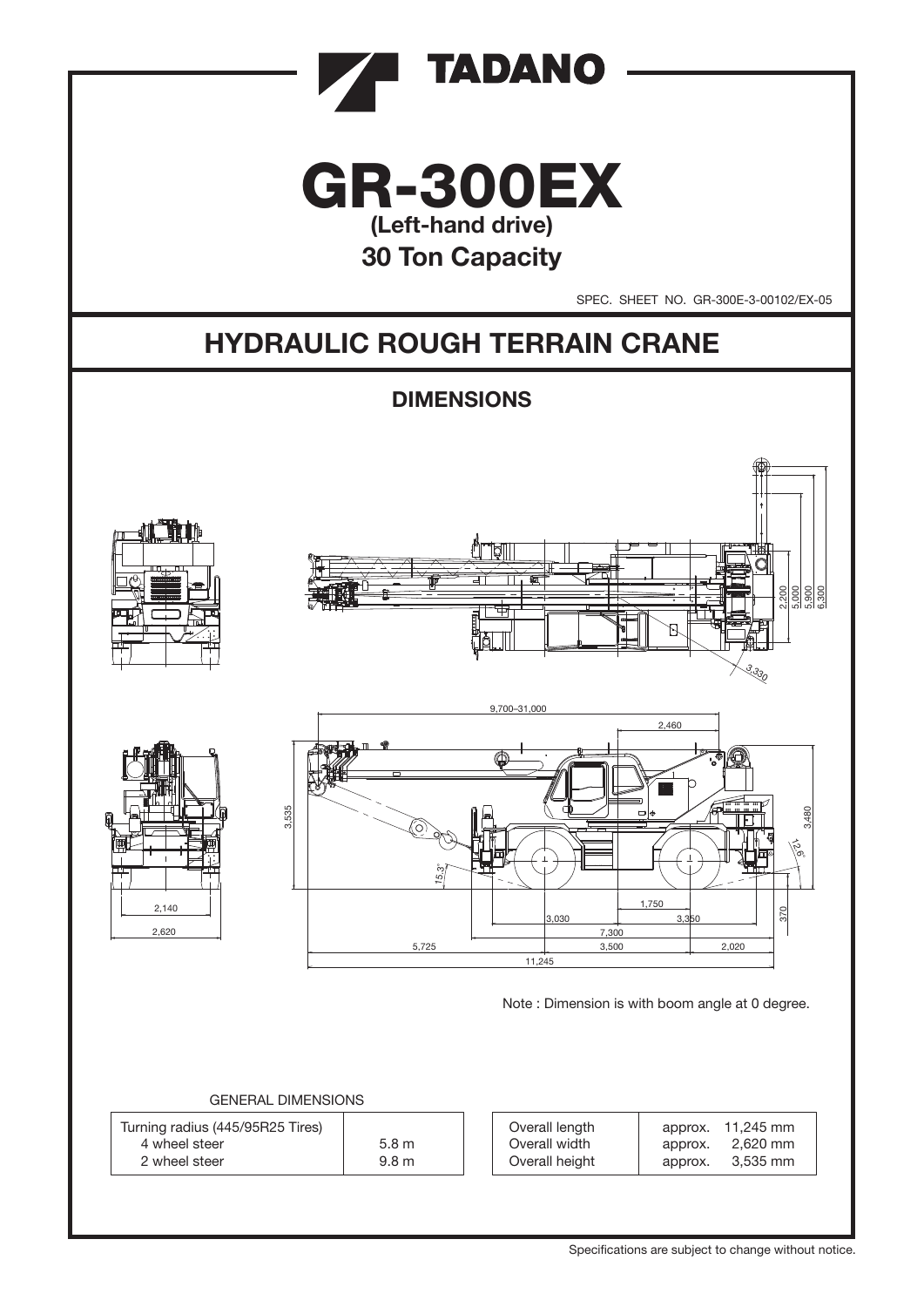# TADANO

# GR-300EX

**(Left-hand drive)**

## 30 Ton Capacity

SPEC. SHEET NO. GR-300E-3-00102/EX-05

# HYDRAULIC ROUGH TERRAIN CRANE

## DIMENSIONS

Note : Dimension is with boom angle at 0 degree.

GENERAL DIMENSIONS

| Turning radius (445/95R25 Tires) | |
|---|---|
| 4 wheel steer | 5.8 m |
| 2 wheel steer | 9.8 m |

| | |
|---|---|
| Overall length | approx. 11,245 mm |
| Overall width | approx. 2,620 mm |
| Overall height | approx. 3,535 mm |

Specifications are subject to change without notice.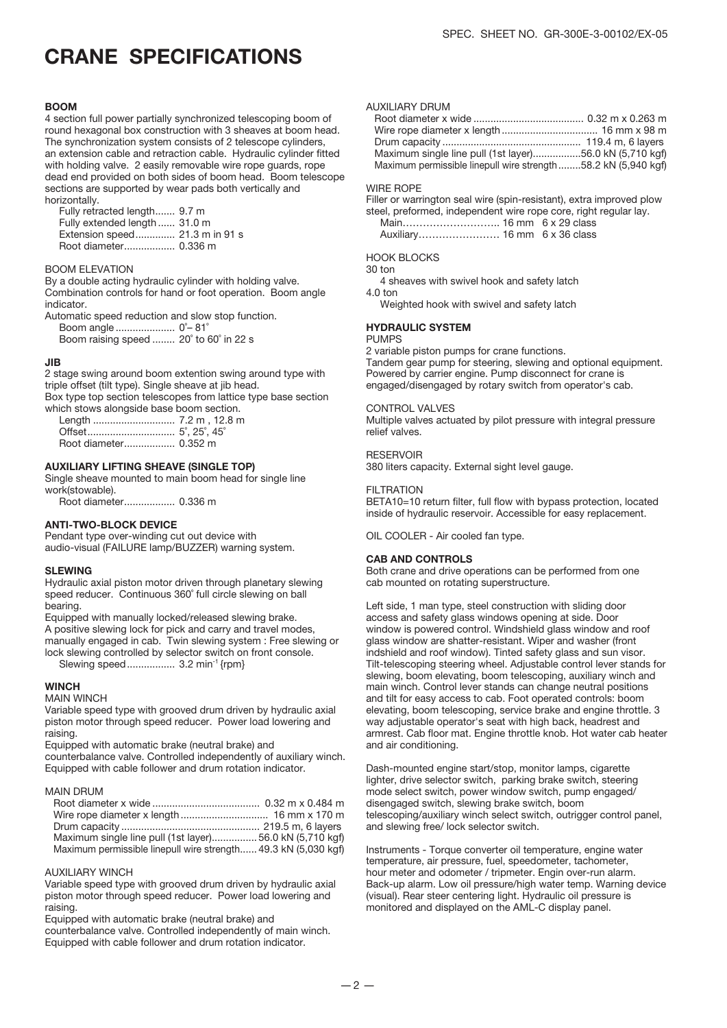SPEC. SHEET NO. GR-300E-3-00102/EX-05

# CRANE SPECIFICATIONS

### BOOM

4 section full power partially synchronized telescoping boom of round hexagonal box construction with 3 sheaves at boom head. The synchronization system consists of 2 telescope cylinders, an extension cable and retraction cable. Hydraulic cylinder fitted with holding valve. 2 easily removable wire rope guards, rope dead end provided on both sides of boom head. Boom telescope sections are supported by wear pads both vertically and horizontally.

Fully retracted length....... 9.7 m
Fully extended length...... 31.0 m
Extension speed.............. 21.3 m in 91 s
Root diameter.................. 0.336 m

#### BOOM ELEVATION

By a double acting hydraulic cylinder with holding valve. Combination controls for hand or foot operation. Boom angle indicator.
Automatic speed reduction and slow stop function.

Boom angle ..................... 0˚– 81˚
Boom raising speed ........ 20˚ to 60˚ in 22 s

### JIB

2 stage swing around boom extention swing around type with triple offset (tilt type). Single sheave at jib head.
Box type top section telescopes from lattice type base section which stows alongside base boom section.

Length ............................. 7.2 m , 12.8 m
Offset............................... 5˚, 25˚, 45˚
Root diameter.................. 0.352 m

### AUXILIARY LIFTING SHEAVE (SINGLE TOP)

Single sheave mounted to main boom head for single line work(stowable).

Root diameter.................. 0.336 m

### ANTI-TWO-BLOCK DEVICE

Pendant type over-winding cut out device with audio-visual (FAILURE lamp/BUZZER) warning system.

### SLEWING

Hydraulic axial piston motor driven through planetary slewing speed reducer. Continuous 360˚ full circle slewing on ball bearing.
Equipped with manually locked/released slewing brake.
A positive slewing lock for pick and carry and travel modes, manually engaged in cab. Twin slewing system : Free slewing or lock slewing controlled by selector switch on front console.

Slewing speed................. 3.2 min$^{-1}$ {rpm}

### WINCH

#### MAIN WINCH

Variable speed type with grooved drum driven by hydraulic axial piston motor through speed reducer. Power load lowering and raising.
Equipped with automatic brake (neutral brake) and counterbalance valve. Controlled independently of auxiliary winch. Equipped with cable follower and drum rotation indicator.

#### MAIN DRUM

Root diameter x wide ...................................... 0.32 m x 0.484 m
Wire rope diameter x length .............................. 16 mm x 170 m
Drum capacity ................................................. 219.5 m, 6 layers
Maximum single line pull (1st layer)................ 56.0 kN (5,710 kgf)
Maximum permissible linepull wire strength...... 49.3 kN (5,030 kgf)

#### AUXILIARY WINCH

Variable speed type with grooved drum driven by hydraulic axial piston motor through speed reducer. Power load lowering and raising.
Equipped with automatic brake (neutral brake) and counterbalance valve. Controlled independently of main winch. Equipped with cable follower and drum rotation indicator.

#### AUXILIARY DRUM

Root diameter x wide ....................................... 0.32 m x 0.263 m
Wire rope diameter x length .................................. 16 mm x 98 m
Drum capacity ................................................. 119.4 m, 6 layers
Maximum single line pull (1st layer).................56.0 kN (5,710 kgf)
Maximum permissible linepull wire strength........58.2 kN (5,940 kgf)

#### WIRE ROPE

Filler or warrington seal wire (spin-resistant), extra improved plow steel, preformed, independent wire rope core, right regular lay.

Main……………………….. 16 mm 6 x 29 class
Auxiliary…………………… 16 mm 6 x 36 class

#### HOOK BLOCKS

30 ton
4 sheaves with swivel hook and safety latch
4.0 ton
Weighted hook with swivel and safety latch

### HYDRAULIC SYSTEM

#### PUMPS

2 variable piston pumps for crane functions.
Tandem gear pump for steering, slewing and optional equipment.
Powered by carrier engine. Pump disconnect for crane is engaged/disengaged by rotary switch from operator's cab.

#### CONTROL VALVES

Multiple valves actuated by pilot pressure with integral pressure relief valves.

#### RESERVOIR

380 liters capacity. External sight level gauge.

#### FILTRATION

BETA10=10 return filter, full flow with bypass protection, located inside of hydraulic reservoir. Accessible for easy replacement.

OIL COOLER - Air cooled fan type.

### CAB AND CONTROLS

Both crane and drive operations can be performed from one cab mounted on rotating superstructure.

Left side, 1 man type, steel construction with sliding door access and safety glass windows opening at side. Door window is powered control. Windshield glass window and roof glass window are shatter-resistant. Wiper and washer (front indshield and roof window). Tinted safety glass and sun visor. Tilt-telescoping steering wheel. Adjustable control lever stands for slewing, boom elevating, boom telescoping, auxiliary winch and main winch. Control lever stands can change neutral positions and tilt for easy access to cab. Foot operated controls: boom elevating, boom telescoping, service brake and engine throttle. 3 way adjustable operator's seat with high back, headrest and armrest. Cab floor mat. Engine throttle knob. Hot water cab heater and air conditioning.

Dash-mounted engine start/stop, monitor lamps, cigarette lighter, drive selector switch, parking brake switch, steering mode select switch, power window switch, pump engaged/ disengaged switch, slewing brake switch, boom telescoping/auxiliary winch select switch, outrigger control panel, and slewing free/ lock selector switch.

Instruments - Torque converter oil temperature, engine water temperature, air pressure, fuel, speedometer, tachometer, hour meter and odometer / tripmeter. Engin over-run alarm. Back-up alarm. Low oil pressure/high water temp. Warning device (visual). Rear steer centering light. Hydraulic oil pressure is monitored and displayed on the AML-C display panel.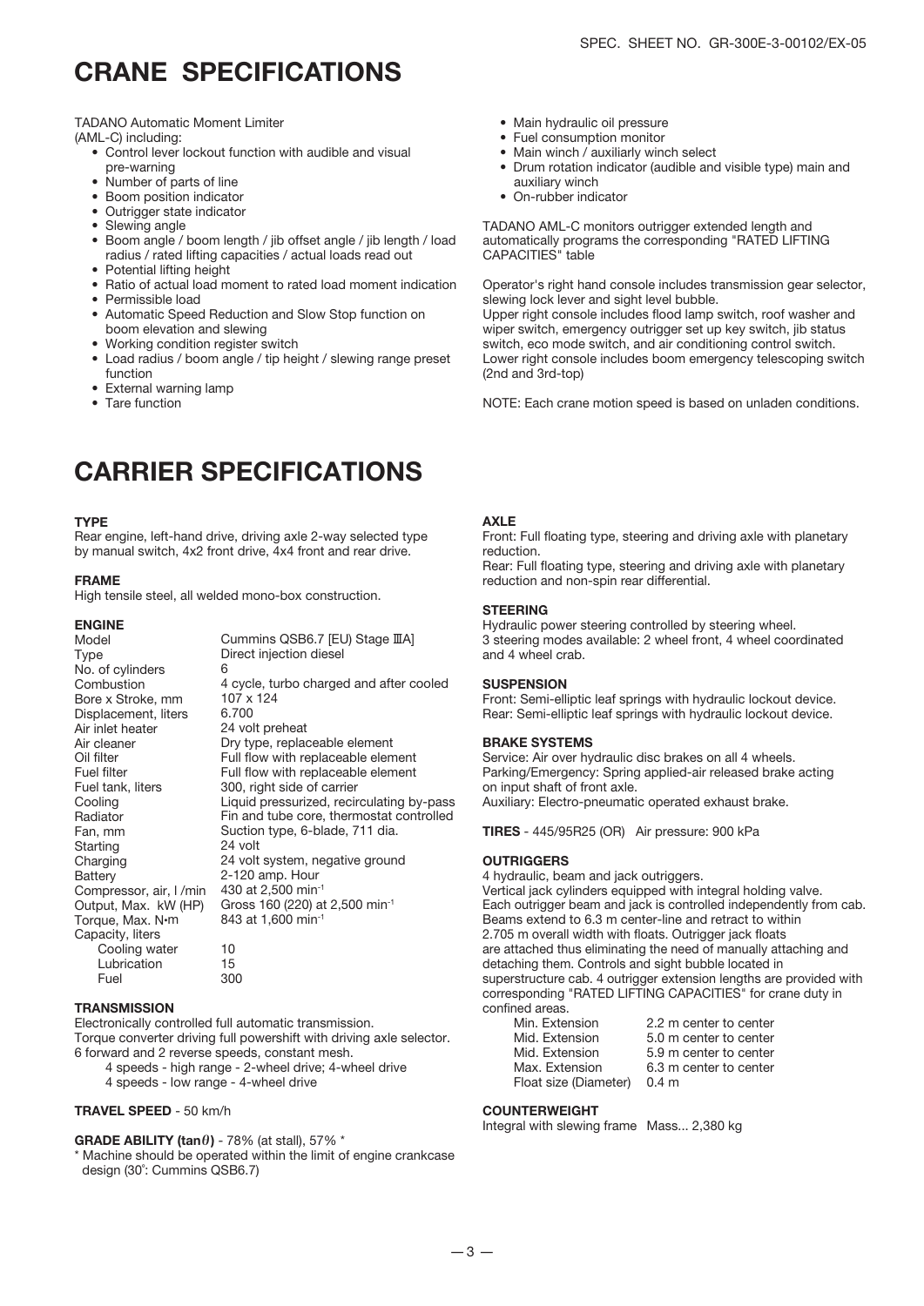# CRANE SPECIFICATIONS

TADANO Automatic Moment Limiter (AML-C) including:

- Control lever lockout function with audible and visual pre-warning
- Number of parts of line
- Boom position indicator
- Outrigger state indicator
- Slewing angle
- Boom angle / boom length / jib offset angle / jib length / load radius / rated lifting capacities / actual loads read out
- Potential lifting height
- Ratio of actual load moment to rated load moment indication
- Permissible load
- Automatic Speed Reduction and Slow Stop function on boom elevation and slewing
- Working condition register switch
- Load radius / boom angle / tip height / slewing range preset function
- External warning lamp
- Tare function
- Main hydraulic oil pressure
- Fuel consumption monitor
- Main winch / auxiliarly winch select
- Drum rotation indicator (audible and visible type) main and auxiliary winch
- On-rubber indicator

TADANO AML-C monitors outrigger extended length and automatically programs the corresponding "RATED LIFTING CAPACITIES" table

Operator's right hand console includes transmission gear selector, slewing lock lever and sight level bubble.
Upper right console includes flood lamp switch, roof washer and wiper switch, emergency outrigger set up key switch, jib status switch, eco mode switch, and air conditioning control switch.
Lower right console includes boom emergency telescoping switch (2nd and 3rd-top)

NOTE: Each crane motion speed is based on unladen conditions.

# CARRIER SPECIFICATIONS

### TYPE

Rear engine, left-hand drive, driving axle 2-way selected type by manual switch, 4x2 front drive, 4x4 front and rear drive.

### FRAME

High tensile steel, all welded mono-box construction.

### ENGINE

| | |
|---|---|
| Model | Cummins QSB6.7 [EU) Stage ⅢA] |
| Type | Direct injection diesel |
| No. of cylinders | 6 |
| Combustion | 4 cycle, turbo charged and after cooled |
| Bore x Stroke, mm | 107 x 124 |
| Displacement, liters | 6.700 |
| Air inlet heater | 24 volt preheat |
| Air cleaner | Dry type, replaceable element |
| Oil filter | Full flow with replaceable element |
| Fuel filter | Full flow with replaceable element |
| Fuel tank, liters | 300, right side of carrier |
| Cooling | Liquid pressurized, recirculating by-pass |
| Radiator | Fin and tube core, thermostat controlled |
| Fan, mm | Suction type, 6-blade, 711 dia. |
| Starting | 24 volt |
| Charging | 24 volt system, negative ground |
| Battery | 2-120 amp. Hour |
| Compressor, air, l /min | 430 at 2,500 $min^{-1}$ |
| Output, Max. kW (HP) | Gross 160 (220) at 2,500 $min^{-1}$ |
| Torque, Max. N•m | 843 at 1,600 $min^{-1}$ |
| Capacity, liters | |
| Cooling water | 10 |
| Lubrication | 15 |
| Fuel | 300 |

### TRANSMISSION

Electronically controlled full automatic transmission.
Torque converter driving full powershift with driving axle selector.
6 forward and 2 reverse speeds, constant mesh.

4 speeds - high range - 2-wheel drive; 4-wheel drive
4 speeds - low range - 4-wheel drive

### TRAVEL SPEED - 50 km/h

### GRADE ABILITY (tan$\theta$) - 78% (at stall), 57% *

\* Machine should be operated within the limit of engine crankcase design (30°: Cummins QSB6.7)

### AXLE

Front: Full floating type, steering and driving axle with planetary reduction.
Rear: Full floating type, steering and driving axle with planetary reduction and non-spin rear differential.

### STEERING

Hydraulic power steering controlled by steering wheel.
3 steering modes available: 2 wheel front, 4 wheel coordinated and 4 wheel crab.

### SUSPENSION

Front: Semi-elliptic leaf springs with hydraulic lockout device.
Rear: Semi-elliptic leaf springs with hydraulic lockout device.

### BRAKE SYSTEMS

Service: Air over hydraulic disc brakes on all 4 wheels.
Parking/Emergency: Spring applied-air released brake acting on input shaft of front axle.
Auxiliary: Electro-pneumatic operated exhaust brake.

### TIRES - 445/95R25 (OR) Air pressure: 900 kPa

### OUTRIGGERS

4 hydraulic, beam and jack outriggers.
Vertical jack cylinders equipped with integral holding valve.
Each outrigger beam and jack is controlled independently from cab. Beams extend to 6.3 m center-line and retract to within 2.705 m overall width with floats. Outrigger jack floats are attached thus eliminating the need of manually attaching and detaching them. Controls and sight bubble located in superstructure cab. 4 outrigger extension lengths are provided with corresponding "RATED LIFTING CAPACITIES" for crane duty in confined areas.

| | |
|---|---|
| Min. Extension | 2.2 m center to center |
| Mid. Extension | 5.0 m center to center |
| Mid. Extension | 5.9 m center to center |
| Max. Extension | 6.3 m center to center |
| Float size (Diameter) | 0.4 m |

### COUNTERWEIGHT

Integral with slewing frame Mass... 2,380 kg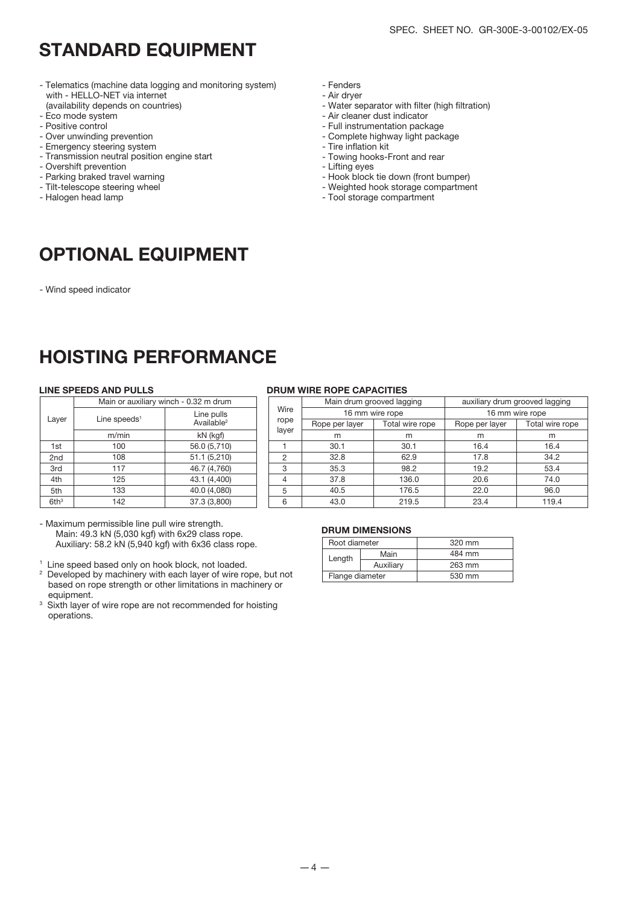# STANDARD EQUIPMENT

- Telematics (machine data logging and monitoring system) with - HELLO-NET via internet (availability depends on countries)
- Eco mode system
- Positive control
- Over unwinding prevention
- Emergency steering system
- Transmission neutral position engine start
- Overshift prevention
- Parking braked travel warning
- Tilt-telescope steering wheel
- Halogen head lamp
- Fenders
- Air dryer
- Water separator with filter (high filtration)
- Air cleaner dust indicator
- Full instrumentation package
- Complete highway light package
- Tire inflation kit
- Towing hooks-Front and rear
- Lifting eyes
- Hook block tie down (front bumper)
- Weighted hook storage compartment
- Tool storage compartment

# OPTIONAL EQUIPMENT

- Wind speed indicator

# HOISTING PERFORMANCE

### LINE SPEEDS AND PULLS

| Layer | Main or auxiliary winch - 0.32 m drum | |
|---|---|---|
| | Line speeds[1] | Line pulls Available[2] |
| | m/min | kN (kgf) |
| 1st | 100 | 56.0 (5,710) |
| 2nd | 108 | 51.1 (5,210) |
| 3rd | 117 | 46.7 (4,760) |
| 4th | 125 | 43.1 (4,400) |
| 5th | 133 | 40.0 (4,080) |
| 6th[3] | 142 | 37.3 (3,800) |

- Maximum permissible line pull wire strength.
  Main: 49.3 kN (5,030 kgf) with 6x29 class rope.
  Auxiliary: 58.2 kN (5,940 kgf) with 6x36 class rope.

[1] Line speed based only on hook block, not loaded.
[2] Developed by machinery with each layer of wire rope, but not based on rope strength or other limitations in machinery or equipment.
[3] Sixth layer of wire rope are not recommended for hoisting operations.

### DRUM WIRE ROPE CAPACITIES

| Wire rope layer | Main drum grooved lagging | | auxiliary drum grooved lagging | |
|---|---|---|---|---|
| | 16 mm wire rope | | 16 mm wire rope | |
| | Rope per layer | Total wire rope | Rope per layer | Total wire rope |
| | m | m | m | m |
| 1 | 30.1 | 30.1 | 16.4 | 16.4 |
| 2 | 32.8 | 62.9 | 17.8 | 34.2 |
| 3 | 35.3 | 98.2 | 19.2 | 53.4 |
| 4 | 37.8 | 136.0 | 20.6 | 74.0 |
| 5 | 40.5 | 176.5 | 22.0 | 96.0 |
| 6 | 43.0 | 219.5 | 23.4 | 119.4 |

### DRUM DIMENSIONS

| Root diameter | | 320 mm |
|---|---|---|
| Length | Main | 484 mm |
| | Auxiliary | 263 mm |
| Flange diameter | | 530 mm |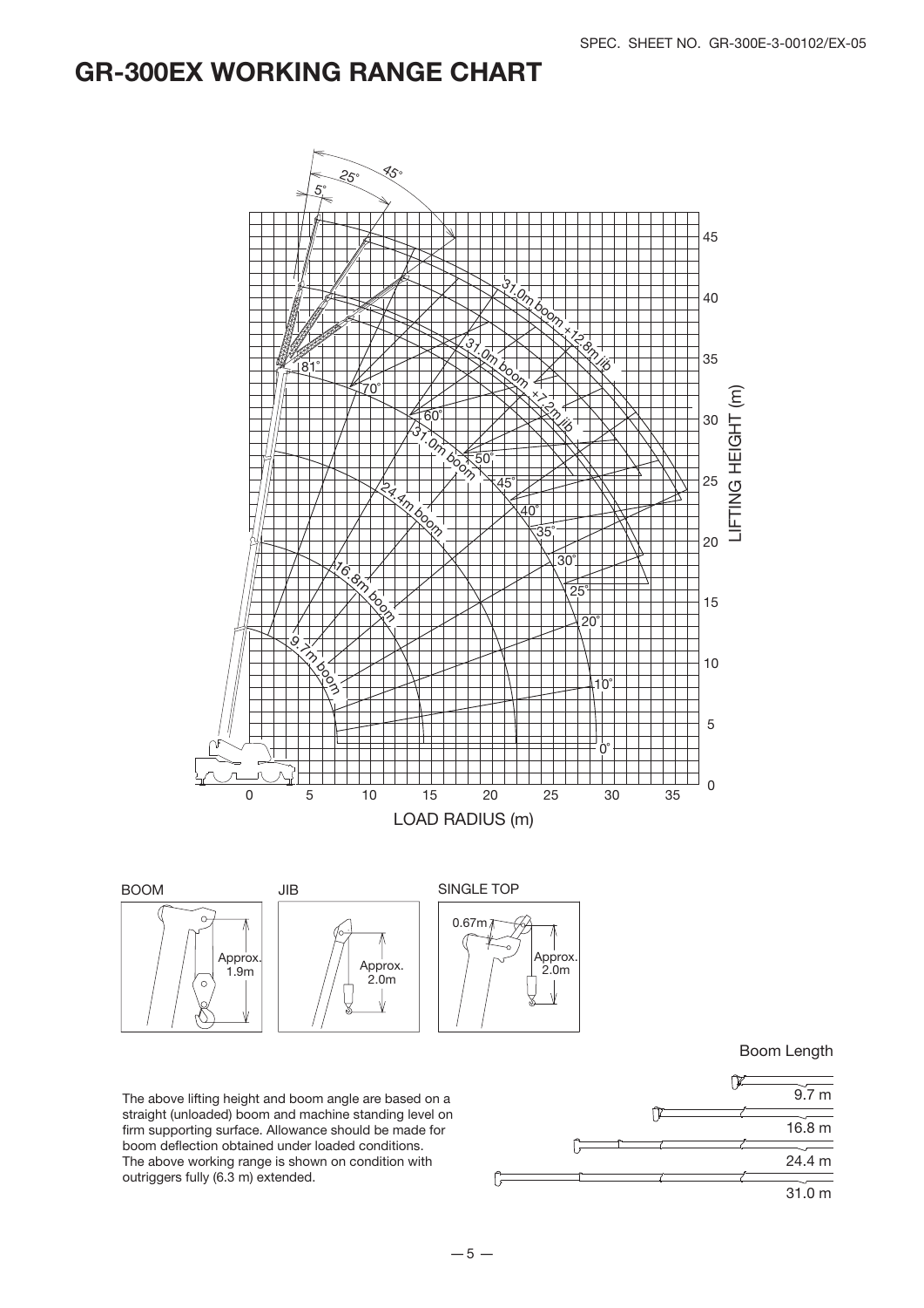# GR-300EX WORKING RANGE CHART

LIFTING HEIGHT (m)

LOAD RADIUS (m)

31.0m boom +12.8m jib

31.0m boom +7.2m jib

31.0m boom

24.4m boom

16.8m boom

9.7m boom

BOOM — Approx. 1.9m

JIB — Approx. 2.0m

SINGLE TOP — 0.67m, Approx. 2.0m

Boom Length

9.7 m

16.8 m

24.4 m

31.0 m

The above lifting height and boom angle are based on a straight (unloaded) boom and machine standing level on firm supporting surface. Allowance should be made for boom deflection obtained under loaded conditions.
The above working range is shown on condition with outriggers fully (6.3 m) extended.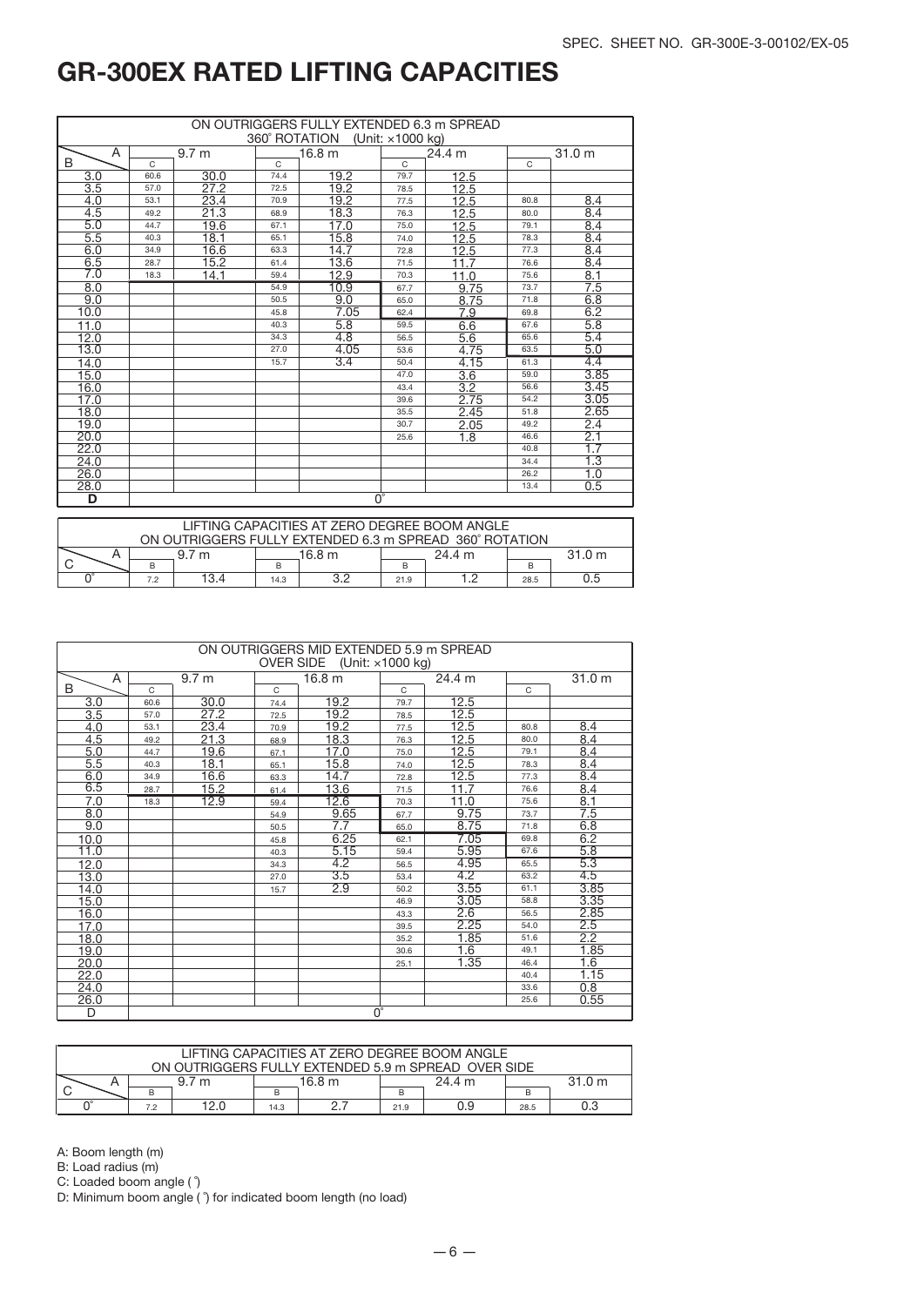# GR-300EX RATED LIFTING CAPACITIES

| ON OUTRIGGERS FULLY EXTENDED 6.3 m SPREAD 360˚ ROTATION (Unit: ×1000 kg) | | | | | | | | |
|---|---|---|---|---|---|---|---|---|
| B \ A | | 9.7 m | | 16.8 m | | 24.4 m | | 31.0 m |
| | C | | C | | C | | C | |
| 3.0 | 60.6 | 30.0 | 74.4 | 19.2 | 79.7 | 12.5 | | |
| 3.5 | 57.0 | 27.2 | 72.5 | 19.2 | 78.5 | 12.5 | | |
| 4.0 | 53.1 | 23.4 | 70.9 | 19.2 | 77.5 | 12.5 | 80.8 | 8.4 |
| 4.5 | 49.2 | 21.3 | 68.9 | 18.3 | 76.3 | 12.5 | 80.0 | 8.4 |
| 5.0 | 44.7 | 19.6 | 67.1 | 17.0 | 75.0 | 12.5 | 79.1 | 8.4 |
| 5.5 | 40.3 | 18.1 | 65.1 | 15.8 | 74.0 | 12.5 | 78.3 | 8.4 |
| 6.0 | 34.9 | 16.6 | 63.3 | 14.7 | 72.8 | 12.5 | 77.3 | 8.4 |
| 6.5 | 28.7 | 15.2 | 61.4 | 13.6 | 71.5 | 11.7 | 76.6 | 8.4 |
| 7.0 | 18.3 | 14.1 | 59.4 | 12.9 | 70.3 | 11.0 | 75.6 | 8.1 |
| 8.0 | | | 54.9 | 10.9 | 67.7 | 9.75 | 73.7 | 7.5 |
| 9.0 | | | 50.5 | 9.0 | 65.0 | 8.75 | 71.8 | 6.8 |
| 10.0 | | | 45.8 | 7.05 | 62.4 | 7.9 | 69.8 | 6.2 |
| 11.0 | | | 40.3 | 5.8 | 59.5 | 6.6 | 67.6 | 5.8 |
| 12.0 | | | 34.3 | 4.8 | 56.5 | 5.6 | 65.6 | 5.4 |
| 13.0 | | | 27.0 | 4.05 | 53.6 | 4.75 | 63.5 | 5.0 |
| 14.0 | | | 15.7 | 3.4 | 50.4 | 4.15 | 61.3 | 4.4 |
| 15.0 | | | | | 47.0 | 3.6 | 59.0 | 3.85 |
| 16.0 | | | | | 43.4 | 3.2 | 56.6 | 3.45 |
| 17.0 | | | | | 39.6 | 2.75 | 54.2 | 3.05 |
| 18.0 | | | | | 35.5 | 2.45 | 51.8 | 2.65 |
| 19.0 | | | | | 30.7 | 2.05 | 49.2 | 2.4 |
| 20.0 | | | | | 25.6 | 1.8 | 46.6 | 2.1 |
| 22.0 | | | | | | | 40.8 | 1.7 |
| 24.0 | | | | | | | 34.4 | 1.3 |
| 26.0 | | | | | | | 26.2 | 1.0 |
| 28.0 | | | | | | | 13.4 | 0.5 |
| D | 0˚ | | | | | | | |

| LIFTING CAPACITIES AT ZERO DEGREE BOOM ANGLE ON OUTRIGGERS FULLY EXTENDED 6.3 m SPREAD 360˚ ROTATION | | | | | | | | |
|---|---|---|---|---|---|---|---|---|
| C \ A | | 9.7 m | | 16.8 m | | 24.4 m | | 31.0 m |
| | B | | B | | B | | B | |
| 0˚ | 7.2 | 13.4 | 14.3 | 3.2 | 21.9 | 1.2 | 28.5 | 0.5 |

| ON OUTRIGGERS MID EXTENDED 5.9 m SPREAD OVER SIDE (Unit: ×1000 kg) | | | | | | | | |
|---|---|---|---|---|---|---|---|---|
| B \ A | | 9.7 m | | 16.8 m | | 24.4 m | | 31.0 m |
| | C | | C | | C | | C | |
| 3.0 | 60.6 | 30.0 | 74.4 | 19.2 | 79.7 | 12.5 | | |
| 3.5 | 57.0 | 27.2 | 72.5 | 19.2 | 78.5 | 12.5 | | |
| 4.0 | 53.1 | 23.4 | 70.9 | 19.2 | 77.5 | 12.5 | 80.8 | 8.4 |
| 4.5 | 49.2 | 21.3 | 68.9 | 18.3 | 76.3 | 12.5 | 80.0 | 8.4 |
| 5.0 | 44.7 | 19.6 | 67.1 | 17.0 | 75.0 | 12.5 | 79.1 | 8.4 |
| 5.5 | 40.3 | 18.1 | 65.1 | 15.8 | 74.0 | 12.5 | 78.3 | 8.4 |
| 6.0 | 34.9 | 16.6 | 63.3 | 14.7 | 72.8 | 12.5 | 77.3 | 8.4 |
| 6.5 | 28.7 | 15.2 | 61.4 | 13.6 | 71.5 | 11.7 | 76.6 | 8.4 |
| 7.0 | 18.3 | 12.9 | 59.4 | 12.6 | 70.3 | 11.0 | 75.6 | 8.1 |
| 8.0 | | | 54.9 | 9.65 | 67.7 | 9.75 | 73.7 | 7.5 |
| 9.0 | | | 50.5 | 7.7 | 65.0 | 8.75 | 71.8 | 6.8 |
| 10.0 | | | 45.8 | 6.25 | 62.1 | 7.05 | 69.8 | 6.2 |
| 11.0 | | | 40.3 | 5.15 | 59.4 | 5.95 | 67.6 | 5.8 |
| 12.0 | | | 34.3 | 4.2 | 56.5 | 4.95 | 65.5 | 5.3 |
| 13.0 | | | 27.0 | 3.5 | 53.4 | 4.2 | 63.2 | 4.5 |
| 14.0 | | | 15.7 | 2.9 | 50.2 | 3.55 | 61.1 | 3.85 |
| 15.0 | | | | | 46.9 | 3.05 | 58.8 | 3.35 |
| 16.0 | | | | | 43.3 | 2.6 | 56.5 | 2.85 |
| 17.0 | | | | | 39.5 | 2.25 | 54.0 | 2.5 |
| 18.0 | | | | | 35.2 | 1.85 | 51.6 | 2.2 |
| 19.0 | | | | | 30.6 | 1.6 | 49.1 | 1.85 |
| 20.0 | | | | | 25.1 | 1.35 | 46.4 | 1.6 |
| 22.0 | | | | | | | 40.4 | 1.15 |
| 24.0 | | | | | | | 33.6 | 0.8 |
| 26.0 | | | | | | | 25.6 | 0.55 |
| D | 0˚ | | | | | | | |

| LIFTING CAPACITIES AT ZERO DEGREE BOOM ANGLE ON OUTRIGGERS FULLY EXTENDED 5.9 m SPREAD OVER SIDE | | | | | | | | |
|---|---|---|---|---|---|---|---|---|
| C \ A | | 9.7 m | | 16.8 m | | 24.4 m | | 31.0 m |
| | B | | B | | B | | B | |
| 0˚ | 7.2 | 12.0 | 14.3 | 2.7 | 21.9 | 0.9 | 28.5 | 0.3 |

A: Boom length (m)
B: Load radius (m)
C: Loaded boom angle (˚)
D: Minimum boom angle (˚) for indicated boom length (no load)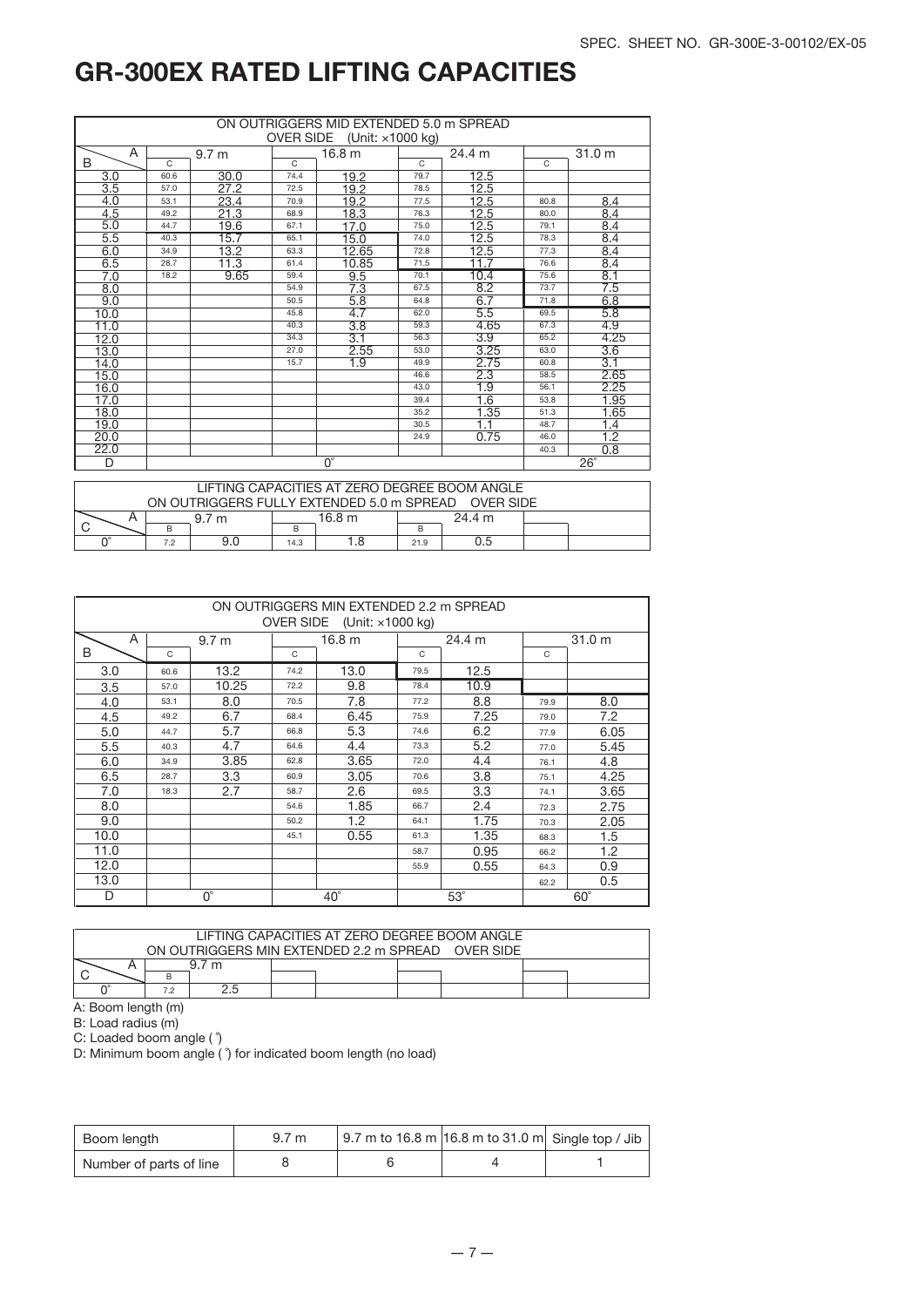# GR-300EX RATED LIFTING CAPACITIES

| ON OUTRIGGERS MID EXTENDED 5.0 m SPREAD OVER SIDE (Unit: ×1000 kg) | | | | | | | | |
|---|---|---|---|---|---|---|---|---|
| A / B | C | 9.7 m | C | 16.8 m | C | 24.4 m | C | 31.0 m |
| 3.0 | 60.6 | 30.0 | 74.4 | 19.2 | 79.7 | 12.5 | | |
| 3.5 | 57.0 | 27.2 | 72.5 | 19.2 | 78.5 | 12.5 | | |
| 4.0 | 53.1 | 23.4 | 70.9 | 19.2 | 77.5 | 12.5 | 80.8 | 8.4 |
| 4.5 | 49.2 | 21.3 | 68.9 | 18.3 | 76.3 | 12.5 | 80.0 | 8.4 |
| 5.0 | 44.7 | 19.6 | 67.1 | 17.0 | 75.0 | 12.5 | 79.1 | 8.4 |
| 5.5 | 40.3 | 15.7 | 65.1 | 15.0 | 74.0 | 12.5 | 78.3 | 8.4 |
| 6.0 | 34.9 | 13.2 | 63.3 | 12.65 | 72.8 | 12.5 | 77.3 | 8.4 |
| 6.5 | 28.7 | 11.3 | 61.4 | 10.85 | 71.5 | 11.7 | 76.6 | 8.4 |
| 7.0 | 18.2 | 9.65 | 59.4 | 9.5 | 70.1 | 10.4 | 75.6 | 8.1 |
| 8.0 | | | 54.9 | 7.3 | 67.5 | 8.2 | 73.7 | 7.5 |
| 9.0 | | | 50.5 | 5.8 | 64.8 | 6.7 | 71.8 | 6.8 |
| 10.0 | | | 45.8 | 4.7 | 62.0 | 5.5 | 69.5 | 5.8 |
| 11.0 | | | 40.3 | 3.8 | 59.3 | 4.65 | 67.3 | 4.9 |
| 12.0 | | | 34.3 | 3.1 | 56.3 | 3.9 | 65.2 | 4.25 |
| 13.0 | | | 27.0 | 2.55 | 53.0 | 3.25 | 63.0 | 3.6 |
| 14.0 | | | 15.7 | 1.9 | 49.9 | 2.75 | 60.8 | 3.1 |
| 15.0 | | | | | 46.6 | 2.3 | 58.5 | 2.65 |
| 16.0 | | | | | 43.0 | 1.9 | 56.1 | 2.25 |
| 17.0 | | | | | 39.4 | 1.6 | 53.8 | 1.95 |
| 18.0 | | | | | 35.2 | 1.35 | 51.3 | 1.65 |
| 19.0 | | | | | 30.5 | 1.1 | 48.7 | 1.4 |
| 20.0 | | | | | 24.9 | 0.75 | 46.0 | 1.2 |
| 22.0 | | | | | | | 40.3 | 0.8 |
| D | | | 0° | | | | | 26° |

| LIFTING CAPACITIES AT ZERO DEGREE BOOM ANGLE ON OUTRIGGERS FULLY EXTENDED 5.0 m SPREAD OVER SIDE | | | | | | | | |
|---|---|---|---|---|---|---|---|---|
| A / C | B | 9.7 m | B | 16.8 m | B | 24.4 m | | |
| 0° | 7.2 | 9.0 | 14.3 | 1.8 | 21.9 | 0.5 | | |

| ON OUTRIGGERS MIN EXTENDED 2.2 m SPREAD OVER SIDE (Unit: ×1000 kg) | | | | | | | | |
|---|---|---|---|---|---|---|---|---|
| A / B | C | 9.7 m | C | 16.8 m | C | 24.4 m | C | 31.0 m |
| 3.0 | 60.6 | 13.2 | 74.2 | 13.0 | 79.5 | 12.5 | | |
| 3.5 | 57.0 | 10.25 | 72.2 | 9.8 | 78.4 | 10.9 | | |
| 4.0 | 53.1 | 8.0 | 70.5 | 7.8 | 77.2 | 8.8 | 79.9 | 8.0 |
| 4.5 | 49.2 | 6.7 | 68.4 | 6.45 | 75.9 | 7.25 | 79.0 | 7.2 |
| 5.0 | 44.7 | 5.7 | 66.8 | 5.3 | 74.6 | 6.2 | 77.9 | 6.05 |
| 5.5 | 40.3 | 4.7 | 64.6 | 4.4 | 73.3 | 5.2 | 77.0 | 5.45 |
| 6.0 | 34.9 | 3.85 | 62.8 | 3.65 | 72.0 | 4.4 | 76.1 | 4.8 |
| 6.5 | 28.7 | 3.3 | 60.9 | 3.05 | 70.6 | 3.8 | 75.1 | 4.25 |
| 7.0 | 18.3 | 2.7 | 58.7 | 2.6 | 69.5 | 3.3 | 74.1 | 3.65 |
| 8.0 | | | 54.6 | 1.85 | 66.7 | 2.4 | 72.3 | 2.75 |
| 9.0 | | | 50.2 | 1.2 | 64.1 | 1.75 | 70.3 | 2.05 |
| 10.0 | | | 45.1 | 0.55 | 61.3 | 1.35 | 68.3 | 1.5 |
| 11.0 | | | | | 58.7 | 0.95 | 66.2 | 1.2 |
| 12.0 | | | | | 55.9 | 0.55 | 64.3 | 0.9 |
| 13.0 | | | | | | | 62.2 | 0.5 |
| D | | 0° | | 40° | | 53° | | 60° |

| LIFTING CAPACITIES AT ZERO DEGREE BOOM ANGLE ON OUTRIGGERS MIN EXTENDED 2.2 m SPREAD OVER SIDE | | | | | | | | |
|---|---|---|---|---|---|---|---|---|
| A / C | B | 9.7 m | | | | | | |
| 0° | 7.2 | 2.5 | | | | | | |

A: Boom length (m)

B: Load radius (m)

C: Loaded boom angle (°)

D: Minimum boom angle (°) for indicated boom length (no load)

| Boom length | 9.7 m | 9.7 m to 16.8 m | 16.8 m to 31.0 m | Single top / Jib |
|---|---|---|---|---|
| Number of parts of line | 8 | 6 | 4 | 1 |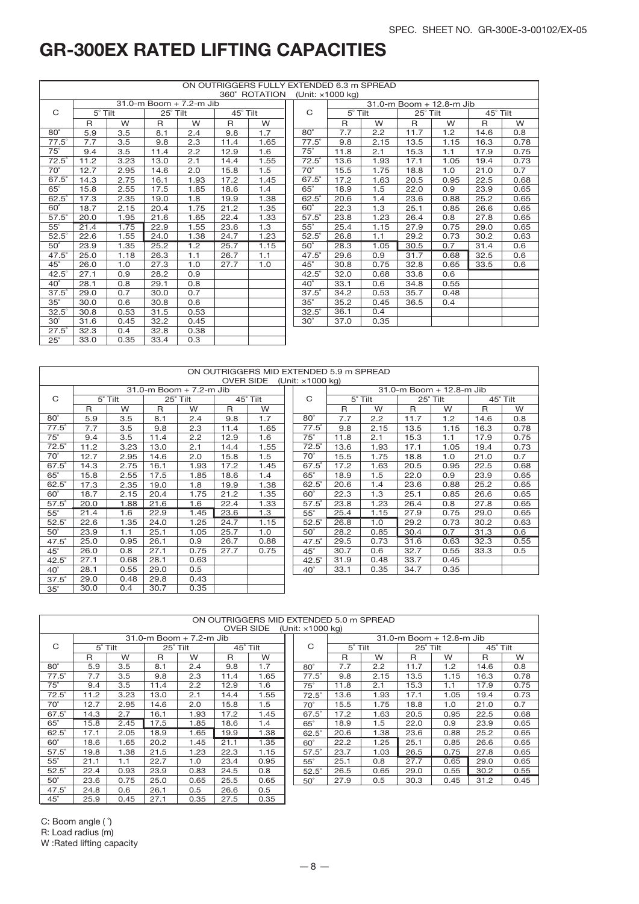SPEC. SHEET NO. GR-300E-3-00102/EX-05

# GR-300EX RATED LIFTING CAPACITIES

ON OUTRIGGERS FULLY EXTENDED 6.3 m SPREAD
360° ROTATION (Unit: ×1000 kg)

| C | 31.0-m Boom + 7.2-m Jib | | | | | |
|---|---|---|---|---|---|---|
| | 5° Tilt | | 25° Tilt | | 45° Tilt | |
| | R | W | R | W | R | W |
| 80° | 5.9 | 3.5 | 8.1 | 2.4 | 9.8 | 1.7 |
| 77.5° | 7.7 | 3.5 | 9.8 | 2.3 | 11.4 | 1.65 |
| 75° | 9.4 | 3.5 | 11.4 | 2.2 | 12.9 | 1.6 |
| 72.5° | 11.2 | 3.23 | 13.0 | 2.1 | 14.4 | 1.55 |
| 70° | 12.7 | 2.95 | 14.6 | 2.0 | 15.8 | 1.5 |
| 67.5° | 14.3 | 2.75 | 16.1 | 1.93 | 17.2 | 1.45 |
| 65° | 15.8 | 2.55 | 17.5 | 1.85 | 18.6 | 1.4 |
| 62.5° | 17.3 | 2.35 | 19.0 | 1.8 | 19.9 | 1.38 |
| 60° | 18.7 | 2.15 | 20.4 | 1.75 | 21.2 | 1.35 |
| 57.5° | 20.0 | 1.95 | 21.6 | 1.65 | 22.4 | 1.33 |
| 55° | 21.4 | 1.75 | 22.9 | 1.55 | 23.6 | 1.3 |
| 52.5° | 22.6 | 1.55 | 24.0 | 1.38 | 24.7 | 1.23 |
| 50° | 23.9 | 1.35 | 25.2 | 1.2 | 25.7 | 1.15 |
| 47.5° | 25.0 | 1.18 | 26.3 | 1.1 | 26.7 | 1.1 |
| 45° | 26.0 | 1.0 | 27.3 | 1.0 | 27.7 | 1.0 |
| 42.5° | 27.1 | 0.9 | 28.2 | 0.9 | | |
| 40° | 28.1 | 0.8 | 29.1 | 0.8 | | |
| 37.5° | 29.0 | 0.7 | 30.0 | 0.7 | | |
| 35° | 30.0 | 0.6 | 30.8 | 0.6 | | |
| 32.5° | 30.8 | 0.53 | 31.5 | 0.53 | | |
| 30° | 31.6 | 0.45 | 32.2 | 0.45 | | |
| 27.5° | 32.3 | 0.4 | 32.8 | 0.38 | | |
| 25° | 33.0 | 0.35 | 33.4 | 0.3 | | |

| C | 31.0-m Boom + 12.8-m Jib | | | | | |
|---|---|---|---|---|---|---|
| | 5° Tilt | | 25° Tilt | | 45° Tilt | |
| | R | W | R | W | R | W |
| 80° | 7.7 | 2.2 | 11.7 | 1.2 | 14.6 | 0.8 |
| 77.5° | 9.8 | 2.15 | 13.5 | 1.15 | 16.3 | 0.78 |
| 75° | 11.8 | 2.1 | 15.3 | 1.1 | 17.9 | 0.75 |
| 72.5° | 13.6 | 1.93 | 17.1 | 1.05 | 19.4 | 0.73 |
| 70° | 15.5 | 1.75 | 18.8 | 1.0 | 21.0 | 0.7 |
| 67.5° | 17.2 | 1.63 | 20.5 | 0.95 | 22.5 | 0.68 |
| 65° | 18.9 | 1.5 | 22.0 | 0.9 | 23.9 | 0.65 |
| 62.5° | 20.6 | 1.4 | 23.6 | 0.88 | 25.2 | 0.65 |
| 60° | 22.3 | 1.3 | 25.1 | 0.85 | 26.6 | 0.65 |
| 57.5° | 23.8 | 1.23 | 26.4 | 0.8 | 27.8 | 0.65 |
| 55° | 25.4 | 1.15 | 27.9 | 0.75 | 29.0 | 0.65 |
| 52.5° | 26.8 | 1.1 | 29.2 | 0.73 | 30.2 | 0.63 |
| 50° | 28.3 | 1.05 | 30.5 | 0.7 | 31.4 | 0.6 |
| 47.5° | 29.6 | 0.9 | 31.7 | 0.68 | 32.5 | 0.6 |
| 45° | 30.8 | 0.75 | 32.8 | 0.65 | 33.5 | 0.6 |
| 42.5° | 32.0 | 0.68 | 33.8 | 0.6 | | |
| 40° | 33.1 | 0.6 | 34.8 | 0.55 | | |
| 37.5° | 34.2 | 0.53 | 35.7 | 0.48 | | |
| 35° | 35.2 | 0.45 | 36.5 | 0.4 | | |
| 32.5° | 36.1 | 0.4 | | | | |
| 30° | 37.0 | 0.35 | | | | |

ON OUTRIGGERS MID EXTENDED 5.9 m SPREAD
OVER SIDE (Unit: ×1000 kg)

| C | 31.0-m Boom + 7.2-m Jib | | | | | |
|---|---|---|---|---|---|---|
| | 5° Tilt | | 25° Tilt | | 45° Tilt | |
| | R | W | R | W | R | W |
| 80° | 5.9 | 3.5 | 8.1 | 2.4 | 9.8 | 1.7 |
| 77.5° | 7.7 | 3.5 | 9.8 | 2.3 | 11.4 | 1.65 |
| 75° | 9.4 | 3.5 | 11.4 | 2.2 | 12.9 | 1.6 |
| 72.5° | 11.2 | 3.23 | 13.0 | 2.1 | 14.4 | 1.55 |
| 70° | 12.7 | 2.95 | 14.6 | 2.0 | 15.8 | 1.5 |
| 67.5° | 14.3 | 2.75 | 16.1 | 1.93 | 17.2 | 1.45 |
| 65° | 15.8 | 2.55 | 17.5 | 1.85 | 18.6 | 1.4 |
| 62.5° | 17.3 | 2.35 | 19.0 | 1.8 | 19.9 | 1.38 |
| 60° | 18.7 | 2.15 | 20.4 | 1.75 | 21.2 | 1.35 |
| 57.5° | 20.0 | 1.88 | 21.6 | 1.6 | 22.4 | 1.33 |
| 55° | 21.4 | 1.6 | 22.9 | 1.45 | 23.6 | 1.3 |
| 52.5° | 22.6 | 1.35 | 24.0 | 1.25 | 24.7 | 1.15 |
| 50° | 23.9 | 1.1 | 25.1 | 1.05 | 25.7 | 1.0 |
| 47.5° | 25.0 | 0.95 | 26.1 | 0.9 | 26.7 | 0.88 |
| 45° | 26.0 | 0.8 | 27.1 | 0.75 | 27.7 | 0.75 |
| 42.5° | 27.1 | 0.68 | 28.1 | 0.63 | | |
| 40° | 28.1 | 0.55 | 29.0 | 0.5 | | |
| 37.5° | 29.0 | 0.48 | 29.8 | 0.43 | | |
| 35° | 30.0 | 0.4 | 30.7 | 0.35 | | |

| C | 31.0-m Boom + 12.8-m Jib | | | | | |
|---|---|---|---|---|---|---|
| | 5° Tilt | | 25° Tilt | | 45° Tilt | |
| | R | W | R | W | R | W |
| 80° | 7.7 | 2.2 | 11.7 | 1.2 | 14.6 | 0.8 |
| 77.5° | 9.8 | 2.15 | 13.5 | 1.15 | 16.3 | 0.78 |
| 75° | 11.8 | 2.1 | 15.3 | 1.1 | 17.9 | 0.75 |
| 72.5° | 13.6 | 1.93 | 17.1 | 1.05 | 19.4 | 0.73 |
| 70° | 15.5 | 1.75 | 18.8 | 1.0 | 21.0 | 0.7 |
| 67.5° | 17.2 | 1.63 | 20.5 | 0.95 | 22.5 | 0.68 |
| 65° | 18.9 | 1.5 | 22.0 | 0.9 | 23.9 | 0.65 |
| 62.5° | 20.6 | 1.4 | 23.6 | 0.88 | 25.2 | 0.65 |
| 60° | 22.3 | 1.3 | 25.1 | 0.85 | 26.6 | 0.65 |
| 57.5° | 23.8 | 1.23 | 26.4 | 0.8 | 27.8 | 0.65 |
| 55° | 25.4 | 1.15 | 27.9 | 0.75 | 29.0 | 0.65 |
| 52.5° | 26.8 | 1.0 | 29.2 | 0.73 | 30.2 | 0.63 |
| 50° | 28.2 | 0.85 | 30.4 | 0.7 | 31.3 | 0.6 |
| 47.5° | 29.5 | 0.73 | 31.6 | 0.63 | 32.3 | 0.55 |
| 45° | 30.7 | 0.6 | 32.7 | 0.55 | 33.3 | 0.5 |
| 42.5° | 31.9 | 0.48 | 33.7 | 0.45 | | |
| 40° | 33.1 | 0.35 | 34.7 | 0.35 | | |

ON OUTRIGGERS MID EXTENDED 5.0 m SPREAD
OVER SIDE (Unit: ×1000 kg)

| C | 31.0-m Boom + 7.2-m Jib | | | | | |
|---|---|---|---|---|---|---|
| | 5° Tilt | | 25° Tilt | | 45° Tilt | |
| | R | W | R | W | R | W |
| 80° | 5.9 | 3.5 | 8.1 | 2.4 | 9.8 | 1.7 |
| 77.5° | 7.7 | 3.5 | 9.8 | 2.3 | 11.4 | 1.65 |
| 75° | 9.4 | 3.5 | 11.4 | 2.2 | 12.9 | 1.6 |
| 72.5° | 11.2 | 3.23 | 13.0 | 2.1 | 14.4 | 1.55 |
| 70° | 12.7 | 2.95 | 14.6 | 2.0 | 15.8 | 1.5 |
| 67.5° | 14.3 | 2.7 | 16.1 | 1.93 | 17.2 | 1.45 |
| 65° | 15.8 | 2.45 | 17.5 | 1.85 | 18.6 | 1.4 |
| 62.5° | 17.1 | 2.05 | 18.9 | 1.65 | 19.9 | 1.38 |
| 60° | 18.6 | 1.65 | 20.2 | 1.45 | 21.1 | 1.35 |
| 57.5° | 19.8 | 1.38 | 21.5 | 1.23 | 22.3 | 1.15 |
| 55° | 21.1 | 1.1 | 22.7 | 1.0 | 23.4 | 0.95 |
| 52.5° | 22.4 | 0.93 | 23.9 | 0.83 | 24.5 | 0.8 |
| 50° | 23.6 | 0.75 | 25.0 | 0.65 | 25.5 | 0.65 |
| 47.5° | 24.8 | 0.6 | 26.1 | 0.5 | 26.6 | 0.5 |
| 45° | 25.9 | 0.45 | 27.1 | 0.35 | 27.5 | 0.35 |

| C | 31.0-m Boom + 12.8-m Jib | | | | | |
|---|---|---|---|---|---|---|
| | 5° Tilt | | 25° Tilt | | 45° Tilt | |
| | R | W | R | W | R | W |
| 80° | 7.7 | 2.2 | 11.7 | 1.2 | 14.6 | 0.8 |
| 77.5° | 9.8 | 2.15 | 13.5 | 1.15 | 16.3 | 0.78 |
| 75° | 11.8 | 2.1 | 15.3 | 1.1 | 17.9 | 0.75 |
| 72.5° | 13.6 | 1.93 | 17.1 | 1.05 | 19.4 | 0.73 |
| 70° | 15.5 | 1.75 | 18.8 | 1.0 | 21.0 | 0.7 |
| 67.5° | 17.2 | 1.63 | 20.5 | 0.95 | 22.5 | 0.68 |
| 65° | 18.9 | 1.5 | 22.0 | 0.9 | 23.9 | 0.65 |
| 62.5° | 20.6 | 1.38 | 23.6 | 0.88 | 25.2 | 0.65 |
| 60° | 22.2 | 1.25 | 25.1 | 0.85 | 26.6 | 0.65 |
| 57.5° | 23.7 | 1.03 | 26.5 | 0.75 | 27.8 | 0.65 |
| 55° | 25.1 | 0.8 | 27.7 | 0.65 | 29.0 | 0.65 |
| 52.5° | 26.5 | 0.65 | 29.0 | 0.55 | 30.2 | 0.55 |
| 50° | 27.9 | 0.5 | 30.3 | 0.45 | 31.2 | 0.45 |

C: Boom angle (°)
R: Load radius (m)
W :Rated lifting capacity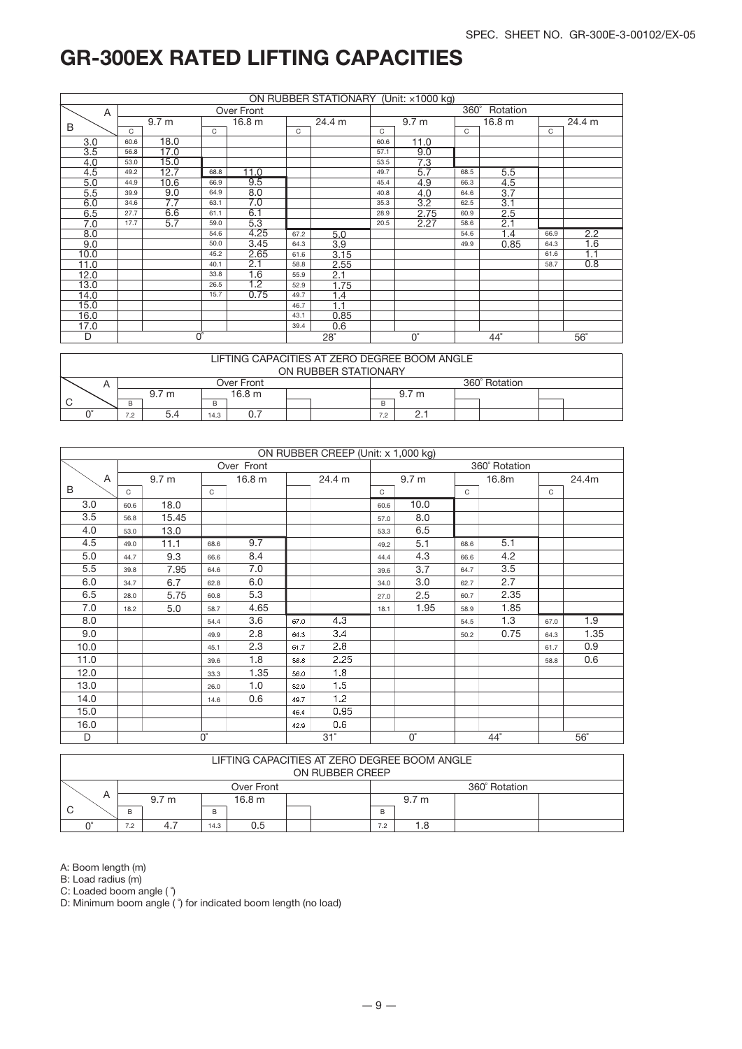# GR-300EX RATED LIFTING CAPACITIES

| ON RUBBER STATIONARY (Unit: ×1000 kg) | | | | | | | | | | | | |
|---|---|---|---|---|---|---|---|---|---|---|---|---|
| A | Over Front | | | | | | 360° Rotation | | | | | |
| | 9.7 m | | 16.8 m | | 24.4 m | | 9.7 m | | 16.8 m | | 24.4 m | |
| B | C | | C | | C | | C | | C | | C | |
| 3.0 | 60.6 | 18.0 | | | | | 60.6 | 11.0 | | | | |
| 3.5 | 56.8 | 17.0 | | | | | 57.1 | 9.0 | | | | |
| 4.0 | 53.0 | 15.0 | | | | | 53.5 | 7.3 | | | | |
| 4.5 | 49.2 | 12.7 | 68.8 | 11.0 | | | 49.7 | 5.7 | 68.5 | 5.5 | | |
| 5.0 | 44.9 | 10.6 | 66.9 | 9.5 | | | 45.4 | 4.9 | 66.3 | 4.5 | | |
| 5.5 | 39.9 | 9.0 | 64.9 | 8.0 | | | 40.8 | 4.0 | 64.6 | 3.7 | | |
| 6.0 | 34.6 | 7.7 | 63.1 | 7.0 | | | 35.3 | 3.2 | 62.5 | 3.1 | | |
| 6.5 | 27.7 | 6.6 | 61.1 | 6.1 | | | 28.9 | 2.75 | 60.9 | 2.5 | | |
| 7.0 | 17.7 | 5.7 | 59.0 | 5.3 | | | 20.5 | 2.27 | 58.6 | 2.1 | | |
| 8.0 | | | 54.6 | 4.25 | 67.2 | 5.0 | | | 54.6 | 1.4 | 66.9 | 2.2 |
| 9.0 | | | 50.0 | 3.45 | 64.3 | 3.9 | | | 49.9 | 0.85 | 64.3 | 1.6 |
| 10.0 | | | 45.2 | 2.65 | 61.6 | 3.15 | | | | | 61.6 | 1.1 |
| 11.0 | | | 40.1 | 2.1 | 58.8 | 2.55 | | | | | 58.7 | 0.8 |
| 12.0 | | | 33.8 | 1.6 | 55.9 | 2.1 | | | | | | |
| 13.0 | | | 26.5 | 1.2 | 52.9 | 1.75 | | | | | | |
| 14.0 | | | 15.7 | 0.75 | 49.7 | 1.4 | | | | | | |
| 15.0 | | | | | 46.7 | 1.1 | | | | | | |
| 16.0 | | | | | 43.1 | 0.85 | | | | | | |
| 17.0 | | | | | 39.4 | 0.6 | | | | | | |
| D | 0° | | | | 28° | | 0° | | 44° | | 56° | |

| LIFTING CAPACITIES AT ZERO DEGREE BOOM ANGLE ON RUBBER STATIONARY | | | | | | | | | | | | |
|---|---|---|---|---|---|---|---|---|---|---|---|---|
| A | Over Front | | | | | | 360° Rotation | | | | | |
| | 9.7 m | | 16.8 m | | | | 9.7 m | | | | | |
| C | B | | B | | | | B | | | | | |
| 0° | 7.2 | 5.4 | 14.3 | 0.7 | | | 7.2 | 2.1 | | | | |

| ON RUBBER CREEP (Unit: x 1,000 kg) | | | | | | | | | | | | |
|---|---|---|---|---|---|---|---|---|---|---|---|---|
| A | Over Front | | | | | | 360° Rotation | | | | | |
| | 9.7 m | | 16.8 m | | 24.4 m | | 9.7 m | | 16.8m | | 24.4m | |
| B | C | | C | | | | C | | C | | C | |
| 3.0 | 60.6 | 18.0 | | | | | 60.6 | 10.0 | | | | |
| 3.5 | 56.8 | 15.45 | | | | | 57.0 | 8.0 | | | | |
| 4.0 | 53.0 | 13.0 | | | | | 53.3 | 6.5 | | | | |
| 4.5 | 49.0 | 11.1 | 68.6 | 9.7 | | | 49.2 | 5.1 | 68.6 | 5.1 | | |
| 5.0 | 44.7 | 9.3 | 66.6 | 8.4 | | | 44.4 | 4.3 | 66.6 | 4.2 | | |
| 5.5 | 39.8 | 7.95 | 64.6 | 7.0 | | | 39.6 | 3.7 | 64.7 | 3.5 | | |
| 6.0 | 34.7 | 6.7 | 62.8 | 6.0 | | | 34.0 | 3.0 | 62.7 | 2.7 | | |
| 6.5 | 28.0 | 5.75 | 60.8 | 5.3 | | | 27.0 | 2.5 | 60.7 | 2.35 | | |
| 7.0 | 18.2 | 5.0 | 58.7 | 4.65 | | | 18.1 | 1.95 | 58.9 | 1.85 | | |
| 8.0 | | | 54.4 | 3.6 | 67.0 | 4.3 | | | 54.5 | 1.3 | 67.0 | 1.9 |
| 9.0 | | | 49.9 | 2.8 | 64.3 | 3.4 | | | 50.2 | 0.75 | 64.3 | 1.35 |
| 10.0 | | | 45.1 | 2.3 | 61.7 | 2.8 | | | | | 61.7 | 0.9 |
| 11.0 | | | 39.6 | 1.8 | 58.8 | 2.25 | | | | | 58.8 | 0.6 |
| 12.0 | | | 33.3 | 1.35 | 56.0 | 1.8 | | | | | | |
| 13.0 | | | 26.0 | 1.0 | 52.9 | 1.5 | | | | | | |
| 14.0 | | | 14.6 | 0.6 | 49.7 | 1.2 | | | | | | |
| 15.0 | | | | | 46.4 | 0.95 | | | | | | |
| 16.0 | | | | | 42.9 | 0.6 | | | | | | |
| D | 0° | | | | 31° | | 0° | | 44° | | 56° | |

| LIFTING CAPACITIES AT ZERO DEGREE BOOM ANGLE ON RUBBER CREEP | | | | | | | | | | | | |
|---|---|---|---|---|---|---|---|---|---|---|---|---|
| A | Over Front | | | | | | 360° Rotation | | | | | |
| | 9.7 m | | 16.8 m | | | | 9.7 m | | | | | |
| C | B | | B | | | | B | | | | | |
| 0° | 7.2 | 4.7 | 14.3 | 0.5 | | | 7.2 | 1.8 | | | | |

A: Boom length (m)
B: Load radius (m)
C: Loaded boom angle (°)
D: Minimum boom angle (°) for indicated boom length (no load)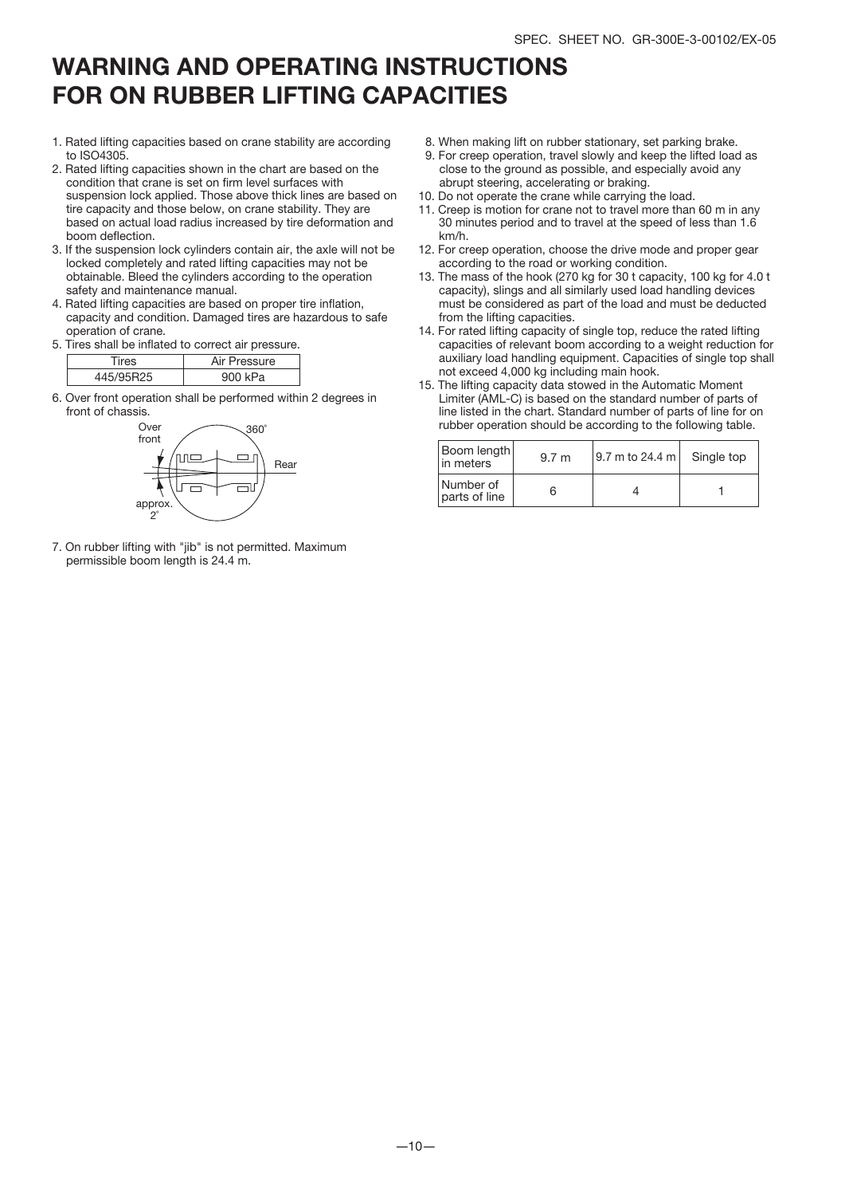# WARNING AND OPERATING INSTRUCTIONS FOR ON RUBBER LIFTING CAPACITIES

1. Rated lifting capacities based on crane stability are according to ISO4305.
2. Rated lifting capacities shown in the chart are based on the condition that crane is set on firm level surfaces with suspension lock applied. Those above thick lines are based on tire capacity and those below, on crane stability. They are based on actual load radius increased by tire deformation and boom deflection.
3. If the suspension lock cylinders contain air, the axle will not be locked completely and rated lifting capacities may not be obtainable. Bleed the cylinders according to the operation safety and maintenance manual.
4. Rated lifting capacities are based on proper tire inflation, capacity and condition. Damaged tires are hazardous to safe operation of crane.
5. Tires shall be inflated to correct air pressure.

| Tires | Air Pressure |
|---|---|
| 445/95R25 | 900 kPa |

6. Over front operation shall be performed within 2 degrees in front of chassis.

Over front — 360° — Rear — approx. 2°

7. On rubber lifting with "jib" is not permitted. Maximum permissible boom length is 24.4 m.
8. When making lift on rubber stationary, set parking brake.
9. For creep operation, travel slowly and keep the lifted load as close to the ground as possible, and especially avoid any abrupt steering, accelerating or braking.
10. Do not operate the crane while carrying the load.
11. Creep is motion for crane not to travel more than 60 m in any 30 minutes period and to travel at the speed of less than 1.6 km/h.
12. For creep operation, choose the drive mode and proper gear according to the road or working condition.
13. The mass of the hook (270 kg for 30 t capacity, 100 kg for 4.0 t capacity), slings and all similarly used load handling devices must be considered as part of the load and must be deducted from the lifting capacities.
14. For rated lifting capacity of single top, reduce the rated lifting capacities of relevant boom according to a weight reduction for auxiliary load handling equipment. Capacities of single top shall not exceed 4,000 kg including main hook.
15. The lifting capacity data stowed in the Automatic Moment Limiter (AML-C) is based on the standard number of parts of line listed in the chart. Standard number of parts of line for on rubber operation should be according to the following table.

| Boom length in meters | 9.7 m | 9.7 m to 24.4 m | Single top |
|---|---|---|---|
| Number of parts of line | 6 | 4 | 1 |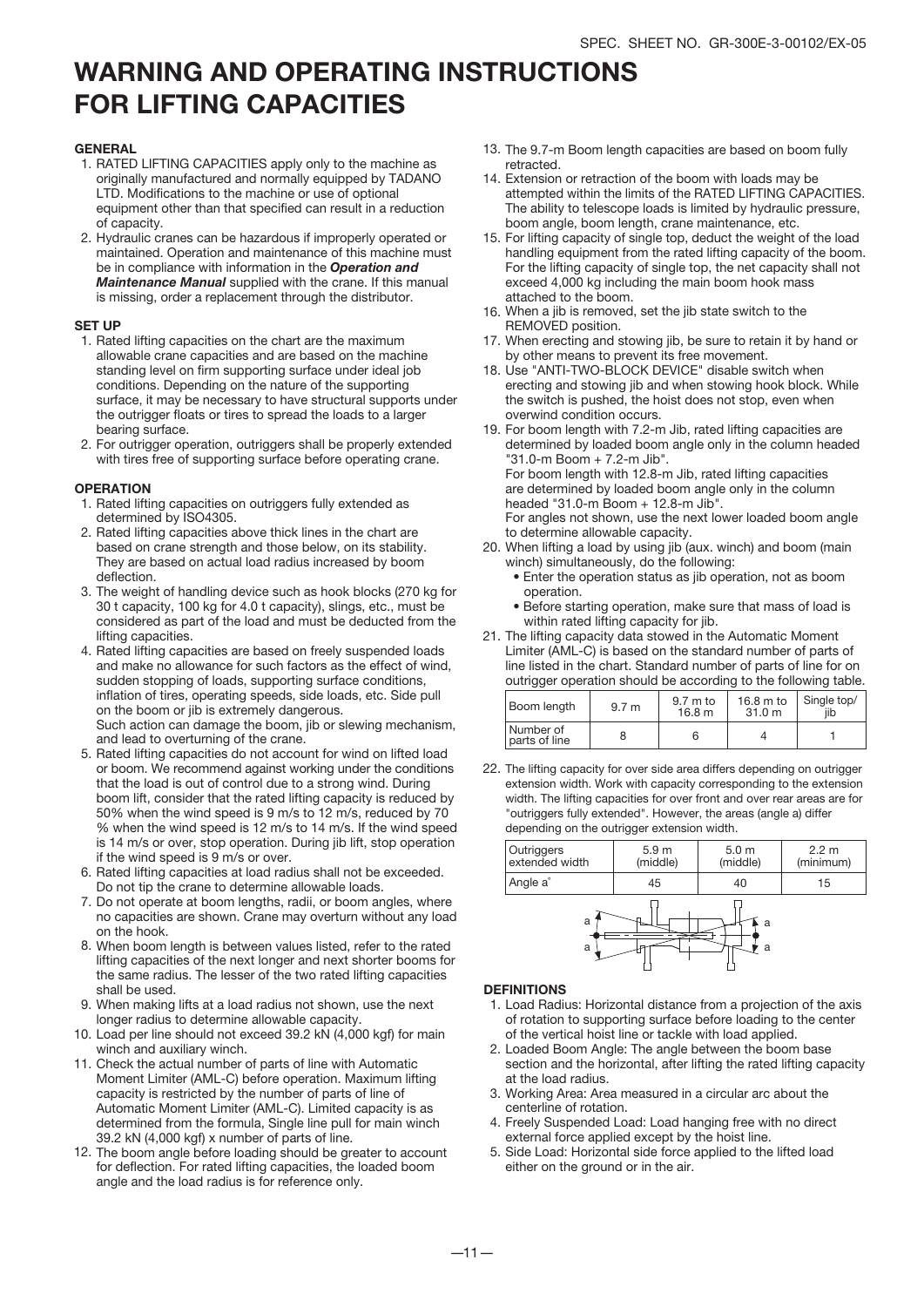# WARNING AND OPERATING INSTRUCTIONS FOR LIFTING CAPACITIES

### GENERAL

1. RATED LIFTING CAPACITIES apply only to the machine as originally manufactured and normally equipped by TADANO LTD. Modifications to the machine or use of optional equipment other than that specified can result in a reduction of capacity.
2. Hydraulic cranes can be hazardous if improperly operated or maintained. Operation and maintenance of this machine must be in compliance with information in the ***Operation and Maintenance Manual*** supplied with the crane. If this manual is missing, order a replacement through the distributor.

### SET UP

1. Rated lifting capacities on the chart are the maximum allowable crane capacities and are based on the machine standing level on firm supporting surface under ideal job conditions. Depending on the nature of the supporting surface, it may be necessary to have structural supports under the outrigger floats or tires to spread the loads to a larger bearing surface.
2. For outrigger operation, outriggers shall be properly extended with tires free of supporting surface before operating crane.

### OPERATION

1. Rated lifting capacities on outriggers fully extended as determined by ISO4305.
2. Rated lifting capacities above thick lines in the chart are based on crane strength and those below, on its stability. They are based on actual load radius increased by boom deflection.
3. The weight of handling device such as hook blocks (270 kg for 30 t capacity, 100 kg for 4.0 t capacity), slings, etc., must be considered as part of the load and must be deducted from the lifting capacities.
4. Rated lifting capacities are based on freely suspended loads and make no allowance for such factors as the effect of wind, sudden stopping of loads, supporting surface conditions, inflation of tires, operating speeds, side loads, etc. Side pull on the boom or jib is extremely dangerous.
   Such action can damage the boom, jib or slewing mechanism, and lead to overturning of the crane.
5. Rated lifting capacities do not account for wind on lifted load or boom. We recommend against working under the conditions that the load is out of control due to a strong wind. During boom lift, consider that the rated lifting capacity is reduced by 50% when the wind speed is 9 m/s to 12 m/s, reduced by 70 % when the wind speed is 12 m/s to 14 m/s. If the wind speed is 14 m/s or over, stop operation. During jib lift, stop operation if the wind speed is 9 m/s or over.
6. Rated lifting capacities at load radius shall not be exceeded. Do not tip the crane to determine allowable loads.
7. Do not operate at boom lengths, radii, or boom angles, where no capacities are shown. Crane may overturn without any load on the hook.
8. When boom length is between values listed, refer to the rated lifting capacities of the next longer and next shorter booms for the same radius. The lesser of the two rated lifting capacities shall be used.
9. When making lifts at a load radius not shown, use the next longer radius to determine allowable capacity.
10. Load per line should not exceed 39.2 kN (4,000 kgf) for main winch and auxiliary winch.
11. Check the actual number of parts of line with Automatic Moment Limiter (AML-C) before operation. Maximum lifting capacity is restricted by the number of parts of line of Automatic Moment Limiter (AML-C). Limited capacity is as determined from the formula, Single line pull for main winch 39.2 kN (4,000 kgf) x number of parts of line.
12. The boom angle before loading should be greater to account for deflection. For rated lifting capacities, the loaded boom angle and the load radius is for reference only.
13. The 9.7-m Boom length capacities are based on boom fully retracted.
14. Extension or retraction of the boom with loads may be attempted within the limits of the RATED LIFTING CAPACITIES. The ability to telescope loads is limited by hydraulic pressure, boom angle, boom length, crane maintenance, etc.
15. For lifting capacity of single top, deduct the weight of the load handling equipment from the rated lifting capacity of the boom. For the lifting capacity of single top, the net capacity shall not exceed 4,000 kg including the main boom hook mass attached to the boom.
16. When a jib is removed, set the jib state switch to the REMOVED position.
17. When erecting and stowing jib, be sure to retain it by hand or by other means to prevent its free movement.
18. Use "ANTI-TWO-BLOCK DEVICE" disable switch when erecting and stowing jib and when stowing hook block. While the switch is pushed, the hoist does not stop, even when overwind condition occurs.
19. For boom length with 7.2-m Jib, rated lifting capacities are determined by loaded boom angle only in the column headed "31.0-m Boom + 7.2-m Jib".
    For boom length with 12.8-m Jib, rated lifting capacities are determined by loaded boom angle only in the column headed "31.0-m Boom + 12.8-m Jib".
    For angles not shown, use the next lower loaded boom angle to determine allowable capacity.
20. When lifting a load by using jib (aux. winch) and boom (main winch) simultaneously, do the following:
    - Enter the operation status as jib operation, not as boom operation.
    - Before starting operation, make sure that mass of load is within rated lifting capacity for jib.
21. The lifting capacity data stowed in the Automatic Moment Limiter (AML-C) is based on the standard number of parts of line listed in the chart. Standard number of parts of line for on outrigger operation should be according to the following table.

| Boom length | 9.7 m | 9.7 m to 16.8 m | 16.8 m to 31.0 m | Single top/ jib |
|---|---|---|---|---|
| Number of parts of line | 8 | 6 | 4 | 1 |

22. The lifting capacity for over side area differs depending on outrigger extension width. Work with capacity corresponding to the extension width. The lifting capacities for over front and over rear areas are for "outriggers fully extended". However, the areas (angle a) differ depending on the outrigger extension width.

| Outriggers extended width | 5.9 m (middle) | 5.0 m (middle) | 2.2 m (minimum) |
|---|---|---|---|
| Angle a° | 45 | 40 | 15 |

### DEFINITIONS

1. Load Radius: Horizontal distance from a projection of the axis of rotation to supporting surface before loading to the center of the vertical hoist line or tackle with load applied.
2. Loaded Boom Angle: The angle between the boom base section and the horizontal, after lifting the rated lifting capacity at the load radius.
3. Working Area: Area measured in a circular arc about the centerline of rotation.
4. Freely Suspended Load: Load hanging free with no direct external force applied except by the hoist line.
5. Side Load: Horizontal side force applied to the lifted load either on the ground or in the air.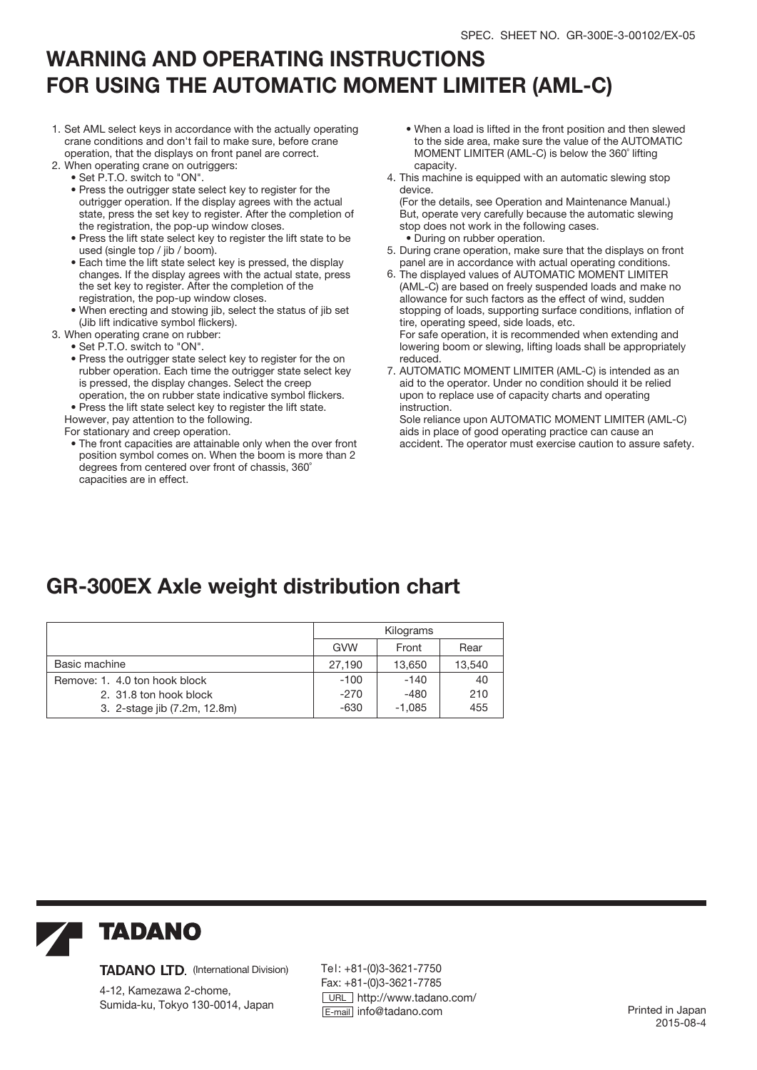# WARNING AND OPERATING INSTRUCTIONS FOR USING THE AUTOMATIC MOMENT LIMITER (AML-C)

1. Set AML select keys in accordance with the actually operating crane conditions and don't fail to make sure, before crane operation, that the displays on front panel are correct.
2. When operating crane on outriggers:
   - Set P.T.O. switch to "ON".
   - Press the outrigger state select key to register for the outrigger operation. If the display agrees with the actual state, press the set key to register. After the completion of the registration, the pop-up window closes.
   - Press the lift state select key to register the lift state to be used (single top / jib / boom).
   - Each time the lift state select key is pressed, the display changes. If the display agrees with the actual state, press the set key to register. After the completion of the registration, the pop-up window closes.
   - When erecting and stowing jib, select the status of jib set (Jib lift indicative symbol flickers).
3. When operating crane on rubber:
   - Set P.T.O. switch to "ON".
   - Press the outrigger state select key to register for the on rubber operation. Each time the outrigger state select key is pressed, the display changes. Select the creep operation, the on rubber state indicative symbol flickers.
   - Press the lift state select key to register the lift state.

   However, pay attention to the following.
   For stationary and creep operation.
   - The front capacities are attainable only when the over front position symbol comes on. When the boom is more than 2 degrees from centered over front of chassis, 360˚ capacities are in effect.
   - When a load is lifted in the front position and then slewed to the side area, make sure the value of the AUTOMATIC MOMENT LIMITER (AML-C) is below the 360˚ lifting capacity.
4. This machine is equipped with an automatic slewing stop device.
   (For the details, see Operation and Maintenance Manual.)
   But, operate very carefully because the automatic slewing stop does not work in the following cases.
   - During on rubber operation.
5. During crane operation, make sure that the displays on front panel are in accordance with actual operating conditions.
6. The displayed values of AUTOMATIC MOMENT LIMITER (AML-C) are based on freely suspended loads and make no allowance for such factors as the effect of wind, sudden stopping of loads, supporting surface conditions, inflation of tire, operating speed, side loads, etc.
   For safe operation, it is recommended when extending and lowering boom or slewing, lifting loads shall be appropriately reduced.
7. AUTOMATIC MOMENT LIMITER (AML-C) is intended as an aid to the operator. Under no condition should it be relied upon to replace use of capacity charts and operating instruction.
   Sole reliance upon AUTOMATIC MOMENT LIMITER (AML-C) aids in place of good operating practice can cause an accident. The operator must exercise caution to assure safety.

# GR-300EX Axle weight distribution chart

| | Kilograms | | |
|---|---|---|---|
| | GVW | Front | Rear |
| Basic machine | 27,190 | 13,650 | 13,540 |
| Remove: 1. 4.0 ton hook block | -100 | -140 | 40 |
| 2. 31.8 ton hook block | -270 | -480 | 210 |
| 3. 2-stage jib (7.2m, 12.8m) | -630 | -1,085 | 455 |

TADANO

TADANO LTD. (International Division)

4-12, Kamezawa 2-chome,
Sumida-ku, Tokyo 130-0014, Japan

Tel: +81-(0)3-3621-7750
Fax: +81-(0)3-3621-7785
URL http://www.tadano.com/
E-mail info@tadano.com

Printed in Japan
2015-08-4